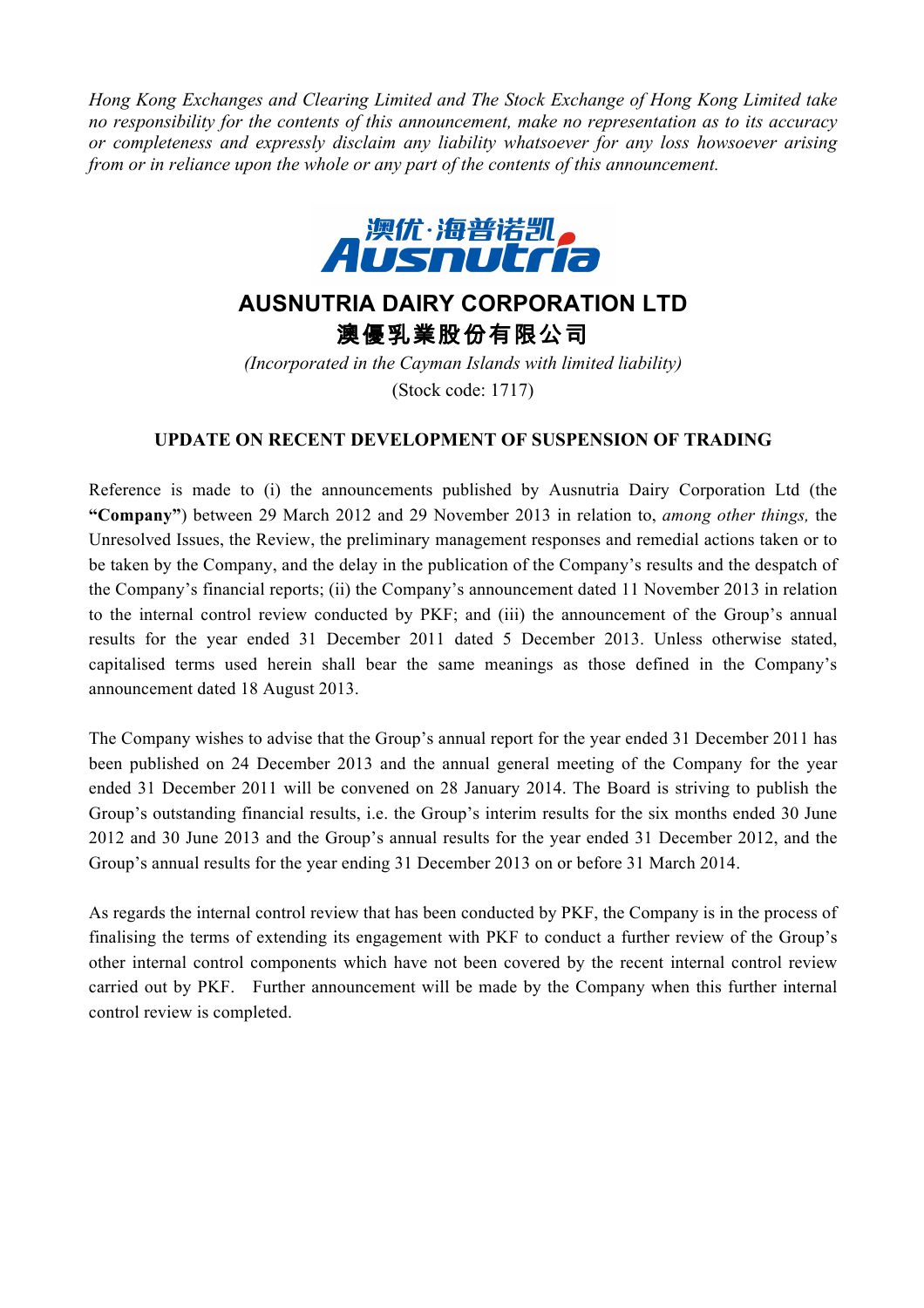*Hong Kong Exchanges and Clearing Limited and The Stock Exchange of Hong Kong Limited take no responsibility for the contents of this announcement, make no representation as to its accuracy or completeness and expressly disclaim any liability whatsoever for any loss howsoever arising from or in reliance upon the whole or any part of the contents of this announcement.*

# AUSNUTRIA DAIRY CORPORATION LTD
# 澳優乳業股份有限公司

*(Incorporated in the Cayman Islands with limited liability)*

(Stock code: 1717)

## UPDATE ON RECENT DEVELOPMENT OF SUSPENSION OF TRADING

Reference is made to (i) the announcements published by Ausnutria Dairy Corporation Ltd (the **"Company"**) between 29 March 2012 and 29 November 2013 in relation to, *among other things,* the Unresolved Issues, the Review, the preliminary management responses and remedial actions taken or to be taken by the Company, and the delay in the publication of the Company's results and the despatch of the Company's financial reports; (ii) the Company's announcement dated 11 November 2013 in relation to the internal control review conducted by PKF; and (iii) the announcement of the Group's annual results for the year ended 31 December 2011 dated 5 December 2013. Unless otherwise stated, capitalised terms used herein shall bear the same meanings as those defined in the Company's announcement dated 18 August 2013.

The Company wishes to advise that the Group's annual report for the year ended 31 December 2011 has been published on 24 December 2013 and the annual general meeting of the Company for the year ended 31 December 2011 will be convened on 28 January 2014. The Board is striving to publish the Group's outstanding financial results, i.e. the Group's interim results for the six months ended 30 June 2012 and 30 June 2013 and the Group's annual results for the year ended 31 December 2012, and the Group's annual results for the year ending 31 December 2013 on or before 31 March 2014.

As regards the internal control review that has been conducted by PKF, the Company is in the process of finalising the terms of extending its engagement with PKF to conduct a further review of the Group's other internal control components which have not been covered by the recent internal control review carried out by PKF. Further announcement will be made by the Company when this further internal control review is completed.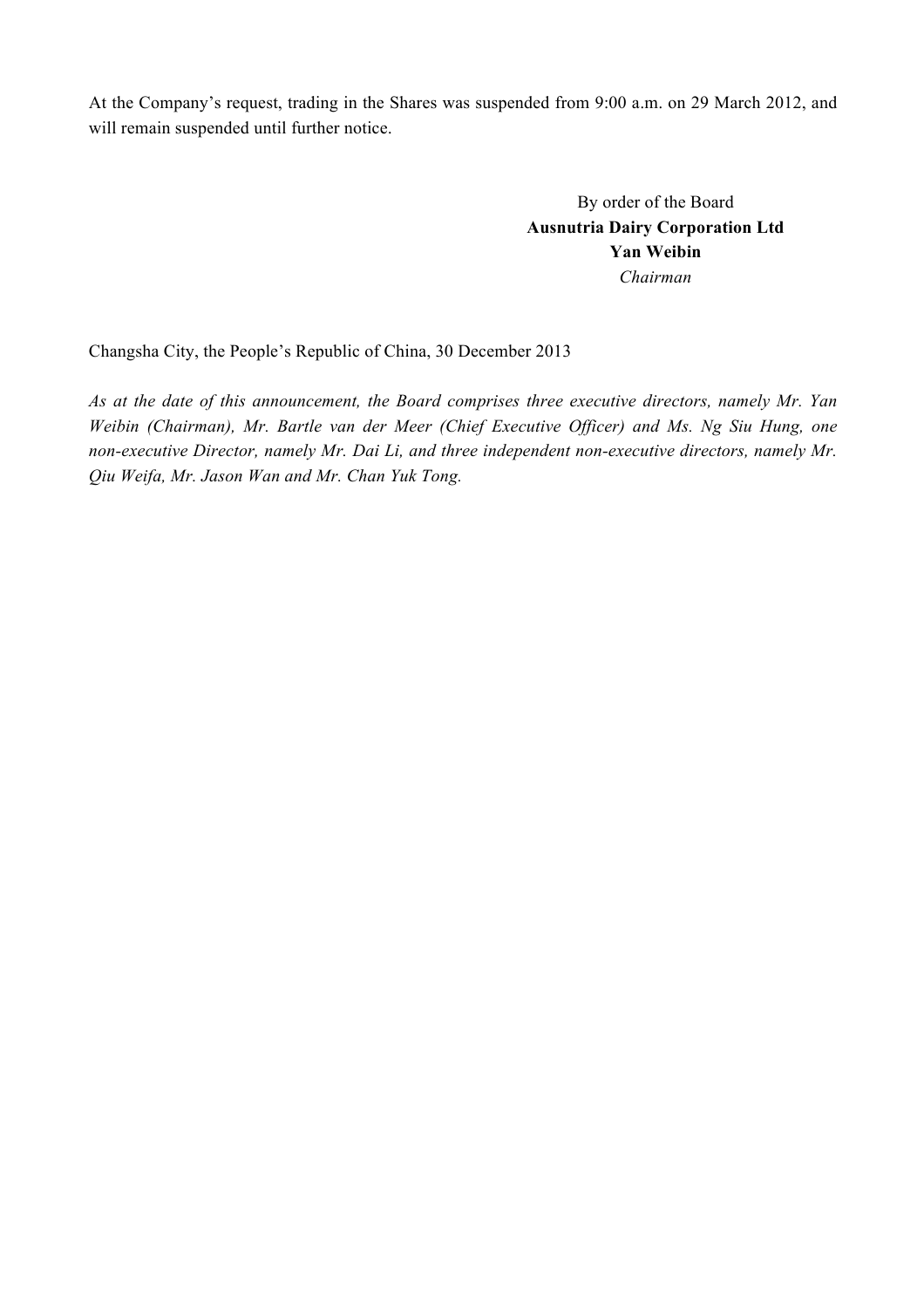At the Company's request, trading in the Shares was suspended from 9:00 a.m. on 29 March 2012, and will remain suspended until further notice.

By order of the Board
**Ausnutria Dairy Corporation Ltd**
**Yan Weibin**
*Chairman*

Changsha City, the People's Republic of China, 30 December 2013

*As at the date of this announcement, the Board comprises three executive directors, namely Mr. Yan Weibin (Chairman), Mr. Bartle van der Meer (Chief Executive Officer) and Ms. Ng Siu Hung, one non-executive Director, namely Mr. Dai Li, and three independent non-executive directors, namely Mr. Qiu Weifa, Mr. Jason Wan and Mr. Chan Yuk Tong.*